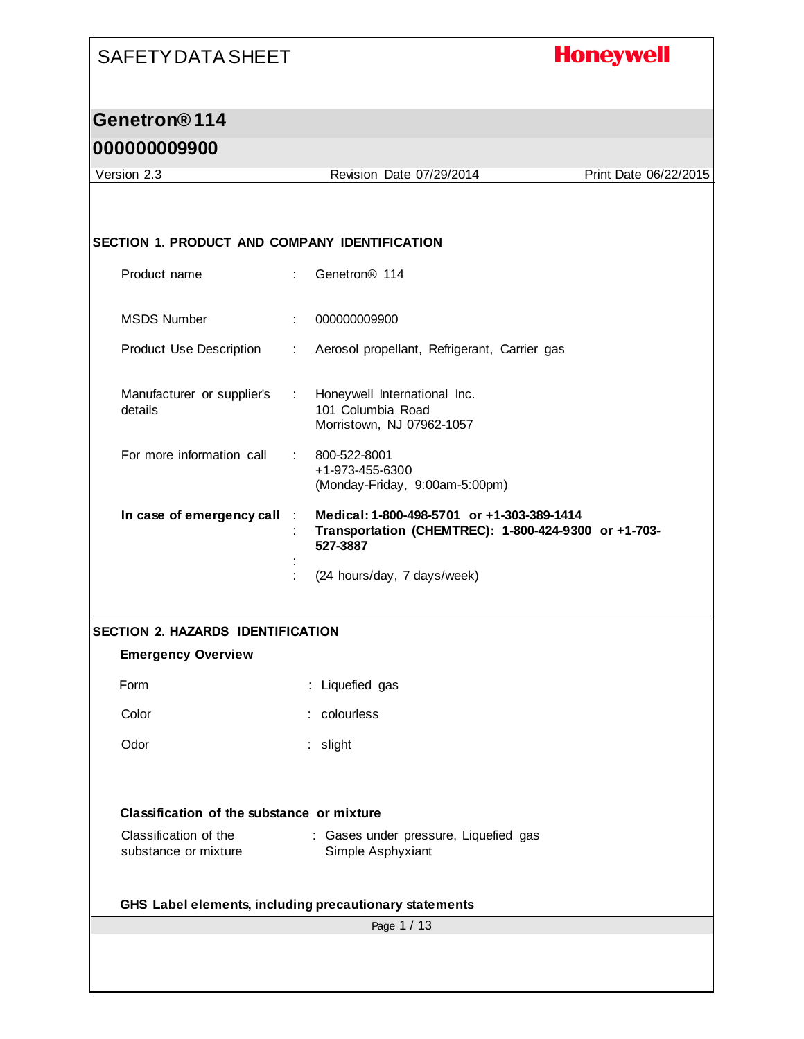# SAFETY DATA SHEET

**Honeywell**

## Genetron® 114

## 000000009900

Version 2.3 | Revision Date 07/29/2014 | Print Date 06/22/2015

### SECTION 1. PRODUCT AND COMPANY IDENTIFICATION

| | | |
|---|---|---|
| Product name | : | Genetron® 114 |
| MSDS Number | : | 000000009900 |
| Product Use Description | : | Aerosol propellant, Refrigerant, Carrier gas |
| Manufacturer or supplier's details | : | Honeywell International Inc.<br>101 Columbia Road<br>Morristown, NJ 07962-1057 |
| For more information call | : | 800-522-8001<br>+1-973-455-6300<br>(Monday-Friday, 9:00am-5:00pm) |
| **In case of emergency call** | : | **Medical: 1-800-498-5701 or +1-303-389-1414** |
| | : | **Transportation (CHEMTREC): 1-800-424-9300 or +1-703-527-3887** |
| | : | |
| | : | (24 hours/day, 7 days/week) |

### SECTION 2. HAZARDS IDENTIFICATION

**Emergency Overview**

| | | |
|---|---|---|
| Form | : | Liquefied gas |
| Color | : | colourless |
| Odor | : | slight |

**Classification of the substance or mixture**

| | | |
|---|---|---|
| Classification of the substance or mixture | : | Gases under pressure, Liquefied gas<br>Simple Asphyxiant |

**GHS Label elements, including precautionary statements**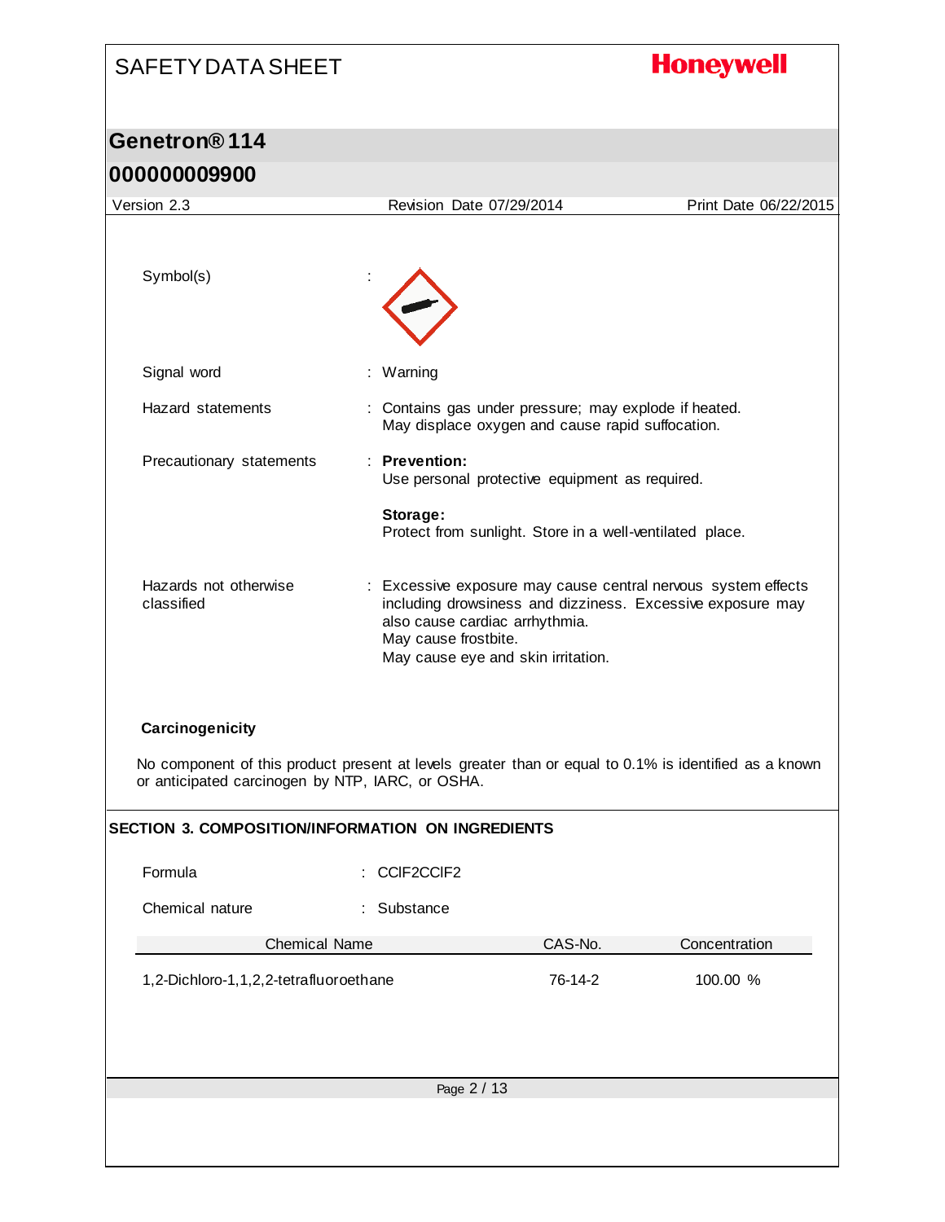Symbol(s) :

Signal word : Warning

Hazard statements : Contains gas under pressure; may explode if heated.
May displace oxygen and cause rapid suffocation.

Precautionary statements : **Prevention:**
Use personal protective equipment as required.

**Storage:**
Protect from sunlight. Store in a well-ventilated place.

Hazards not otherwise classified : Excessive exposure may cause central nervous system effects including drowsiness and dizziness. Excessive exposure may also cause cardiac arrhythmia.
May cause frostbite.
May cause eye and skin irritation.

**Carcinogenicity**

No component of this product present at levels greater than or equal to 0.1% is identified as a known or anticipated carcinogen by NTP, IARC, or OSHA.

## SECTION 3. COMPOSITION/INFORMATION ON INGREDIENTS

Formula : CClF2CClF2

Chemical nature : Substance

| Chemical Name | CAS-No. | Concentration |
|---|---|---|
| 1,2-Dichloro-1,1,2,2-tetrafluoroethane | 76-14-2 | 100.00 % |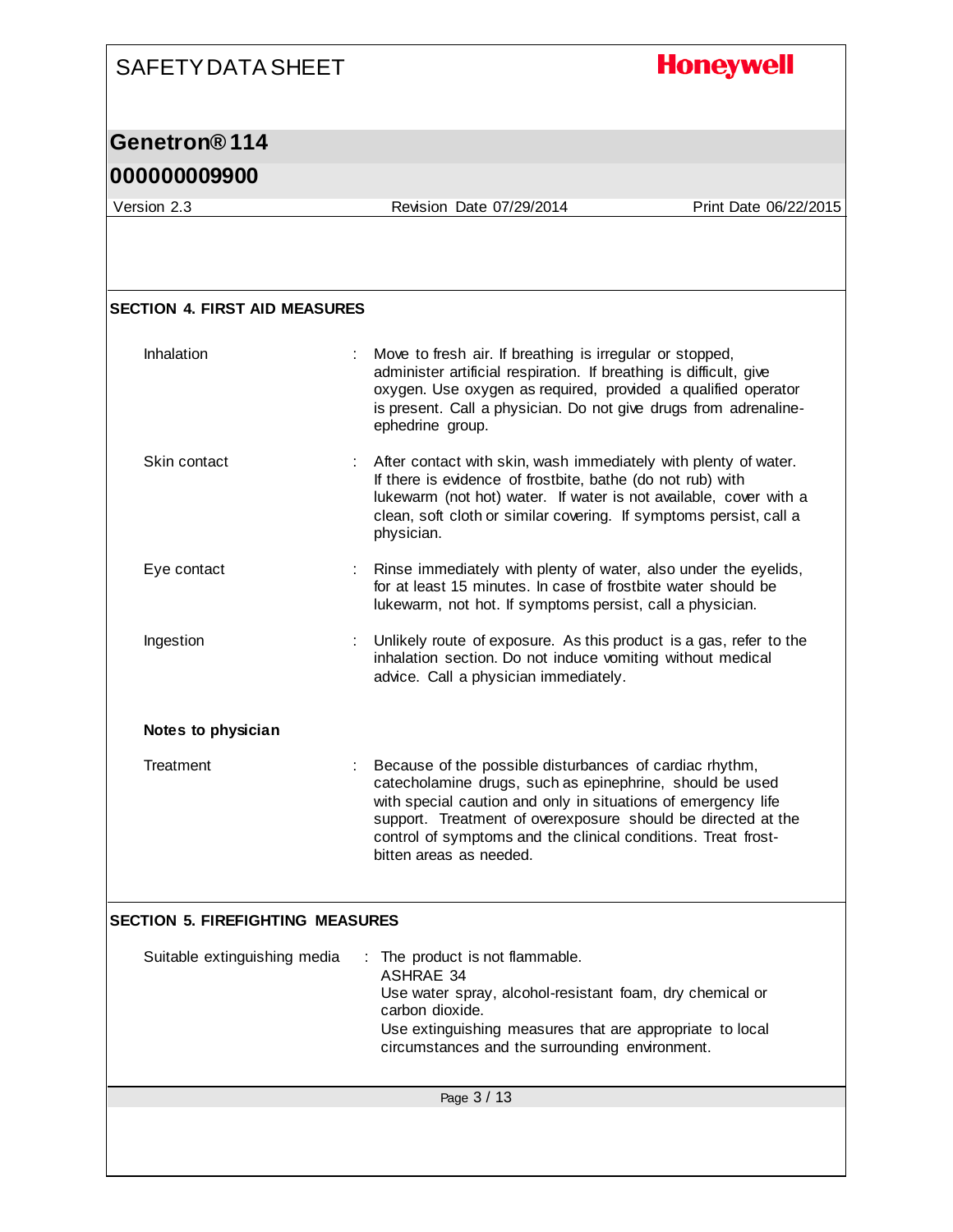## SECTION 4. FIRST AID MEASURES

| | |
|---|---|
| Inhalation | Move to fresh air. If breathing is irregular or stopped, administer artificial respiration. If breathing is difficult, give oxygen. Use oxygen as required, provided a qualified operator is present. Call a physician. Do not give drugs from adrenaline-ephedrine group. |
| Skin contact | After contact with skin, wash immediately with plenty of water. If there is evidence of frostbite, bathe (do not rub) with lukewarm (not hot) water. If water is not available, cover with a clean, soft cloth or similar covering. If symptoms persist, call a physician. |
| Eye contact | Rinse immediately with plenty of water, also under the eyelids, for at least 15 minutes. In case of frostbite water should be lukewarm, not hot. If symptoms persist, call a physician. |
| Ingestion | Unlikely route of exposure. As this product is a gas, refer to the inhalation section. Do not induce vomiting without medical advice. Call a physician immediately. |

**Notes to physician**

| | |
|---|---|
| Treatment | Because of the possible disturbances of cardiac rhythm, catecholamine drugs, such as epinephrine, should be used with special caution and only in situations of emergency life support. Treatment of overexposure should be directed at the control of symptoms and the clinical conditions. Treat frost-bitten areas as needed. |

## SECTION 5. FIREFIGHTING MEASURES

| | |
|---|---|
| Suitable extinguishing media | The product is not flammable.<br>ASHRAE 34<br>Use water spray, alcohol-resistant foam, dry chemical or carbon dioxide.<br>Use extinguishing measures that are appropriate to local circumstances and the surrounding environment. |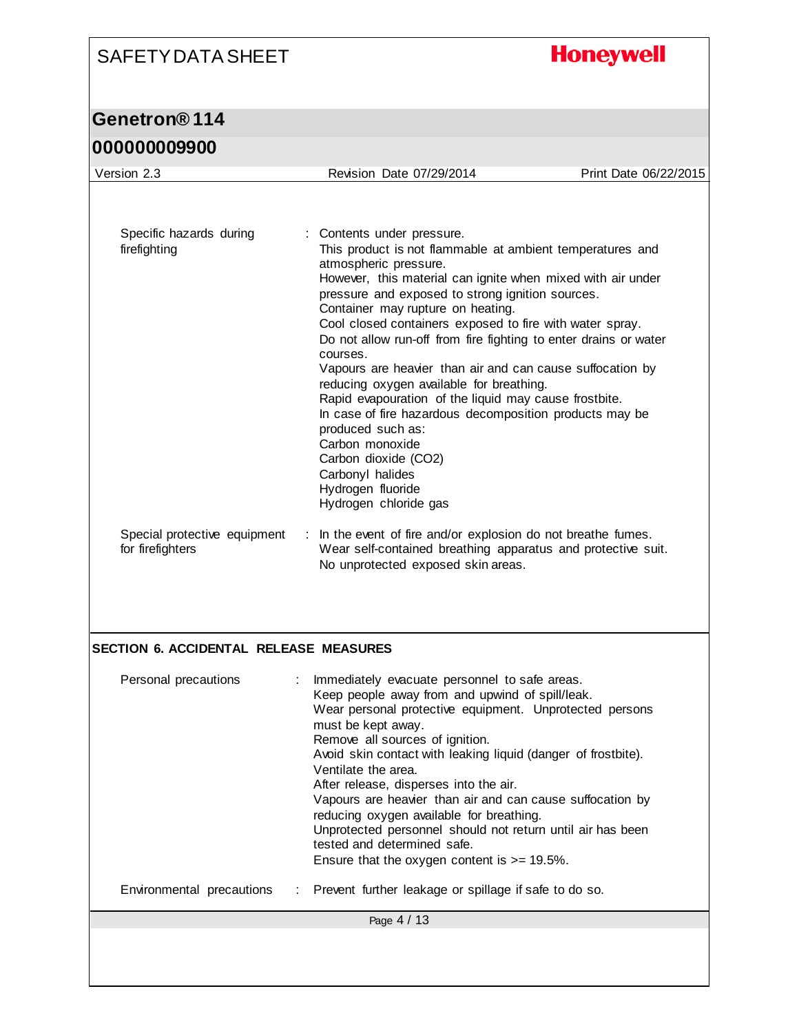| | | |
|---|---|---|
| Specific hazards during firefighting | : | Contents under pressure.<br>This product is not flammable at ambient temperatures and atmospheric pressure.<br>However, this material can ignite when mixed with air under pressure and exposed to strong ignition sources.<br>Container may rupture on heating.<br>Cool closed containers exposed to fire with water spray.<br>Do not allow run-off from fire fighting to enter drains or water courses.<br>Vapours are heavier than air and can cause suffocation by reducing oxygen available for breathing.<br>Rapid evapouration of the liquid may cause frostbite.<br>In case of fire hazardous decomposition products may be produced such as:<br>Carbon monoxide<br>Carbon dioxide ($CO_2$)<br>Carbonyl halides<br>Hydrogen fluoride<br>Hydrogen chloride gas |
| Special protective equipment for firefighters | : | In the event of fire and/or explosion do not breathe fumes.<br>Wear self-contained breathing apparatus and protective suit.<br>No unprotected exposed skin areas. |

## SECTION 6. ACCIDENTAL RELEASE MEASURES

| | | |
|---|---|---|
| Personal precautions | : | Immediately evacuate personnel to safe areas.<br>Keep people away from and upwind of spill/leak.<br>Wear personal protective equipment. Unprotected persons must be kept away.<br>Remove all sources of ignition.<br>Avoid skin contact with leaking liquid (danger of frostbite).<br>Ventilate the area.<br>After release, disperses into the air.<br>Vapours are heavier than air and can cause suffocation by reducing oxygen available for breathing.<br>Unprotected personnel should not return until air has been tested and determined safe.<br>Ensure that the oxygen content is >= 19.5%. |
| Environmental precautions | : | Prevent further leakage or spillage if safe to do so. |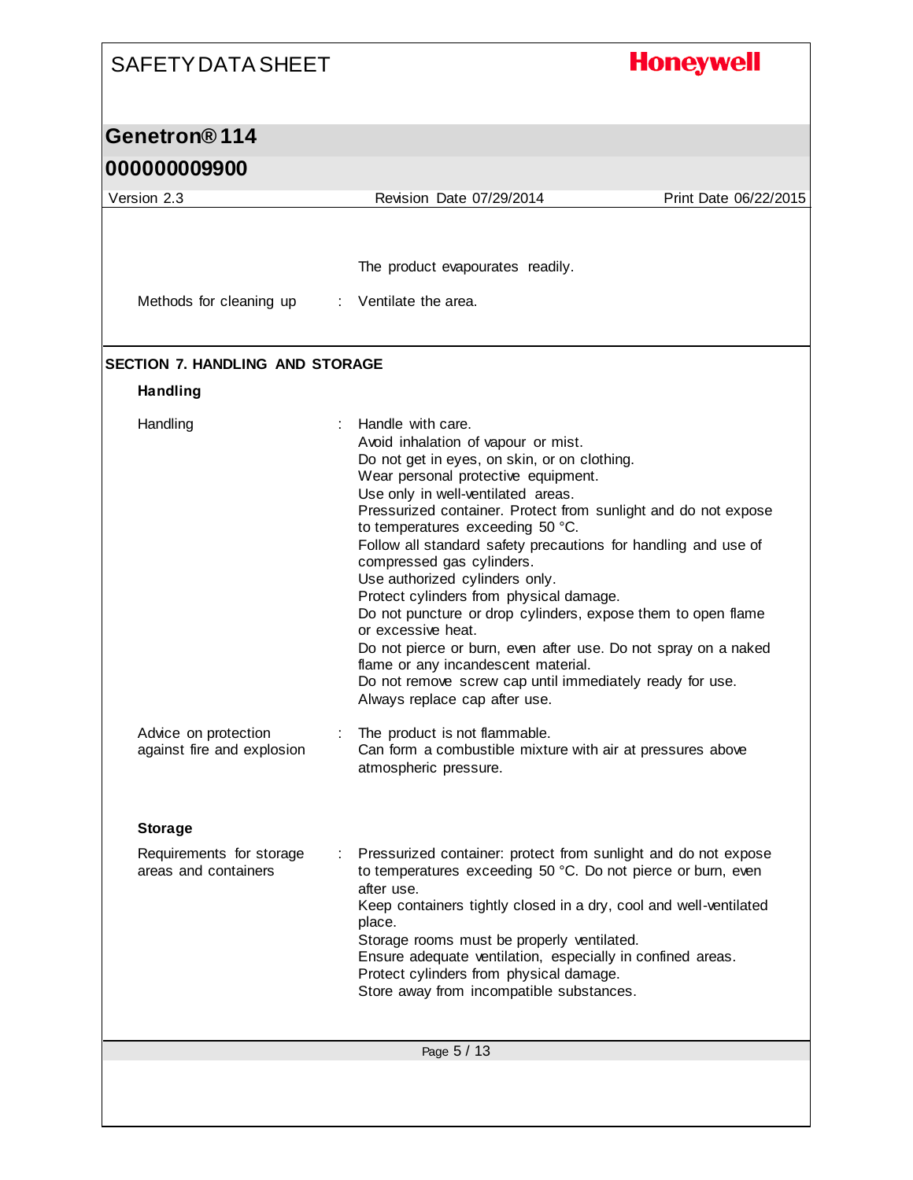The product evapourates readily.

Methods for cleaning up : Ventilate the area.

## SECTION 7. HANDLING AND STORAGE

### Handling

Handling : Handle with care.
Avoid inhalation of vapour or mist.
Do not get in eyes, on skin, or on clothing.
Wear personal protective equipment.
Use only in well-ventilated areas.
Pressurized container. Protect from sunlight and do not expose to temperatures exceeding 50 °C.
Follow all standard safety precautions for handling and use of compressed gas cylinders.
Use authorized cylinders only.
Protect cylinders from physical damage.
Do not puncture or drop cylinders, expose them to open flame or excessive heat.
Do not pierce or burn, even after use. Do not spray on a naked flame or any incandescent material.
Do not remove screw cap until immediately ready for use.
Always replace cap after use.

Advice on protection against fire and explosion : The product is not flammable.
Can form a combustible mixture with air at pressures above atmospheric pressure.

### Storage

Requirements for storage areas and containers : Pressurized container: protect from sunlight and do not expose to temperatures exceeding 50 °C. Do not pierce or burn, even after use.
Keep containers tightly closed in a dry, cool and well-ventilated place.
Storage rooms must be properly ventilated.
Ensure adequate ventilation, especially in confined areas.
Protect cylinders from physical damage.
Store away from incompatible substances.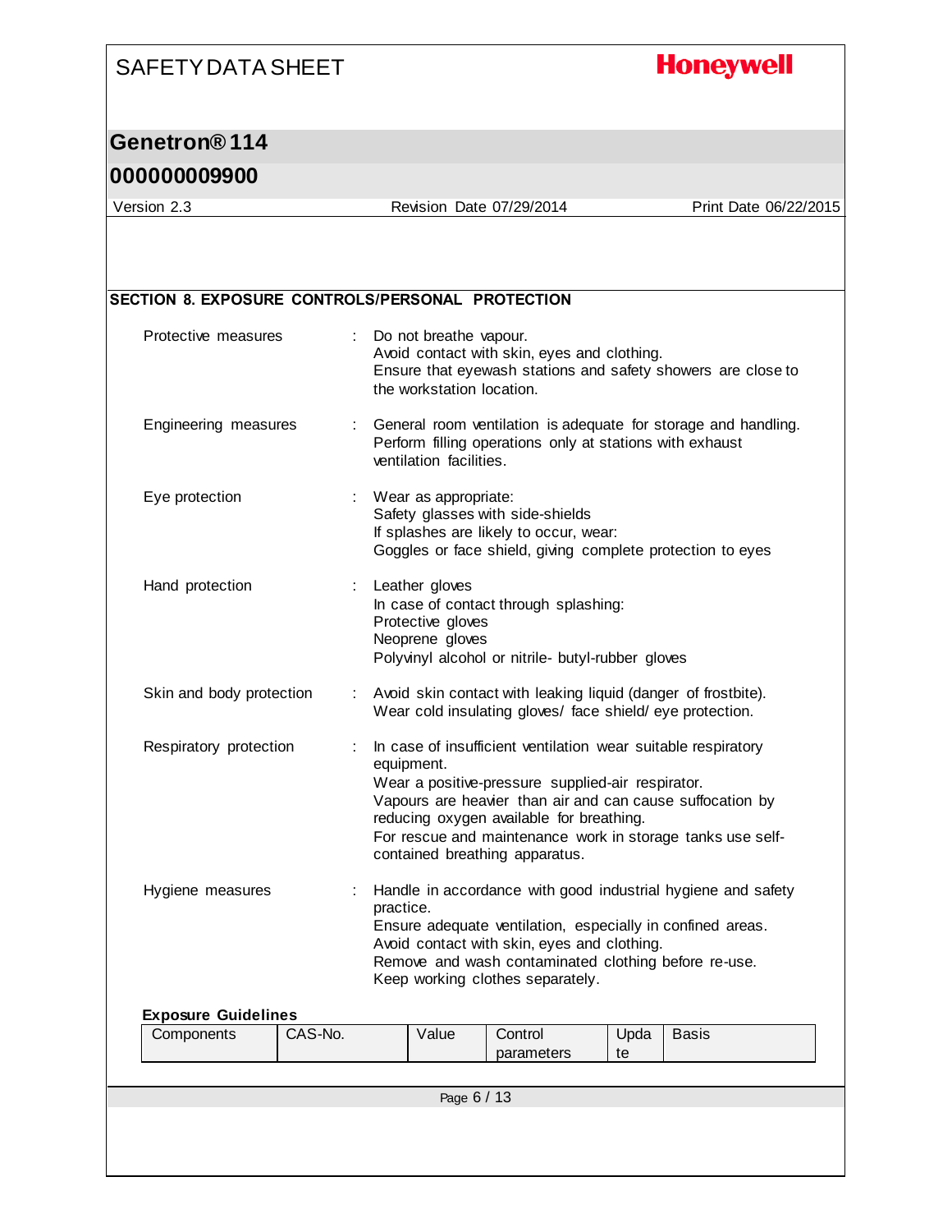## SECTION 8. EXPOSURE CONTROLS/PERSONAL PROTECTION

| | | |
|---|---|---|
| Protective measures | : | Do not breathe vapour.<br>Avoid contact with skin, eyes and clothing.<br>Ensure that eyewash stations and safety showers are close to the workstation location. |
| Engineering measures | : | General room ventilation is adequate for storage and handling.<br>Perform filling operations only at stations with exhaust ventilation facilities. |
| Eye protection | : | Wear as appropriate:<br>Safety glasses with side-shields<br>If splashes are likely to occur, wear:<br>Goggles or face shield, giving complete protection to eyes |
| Hand protection | : | Leather gloves<br>In case of contact through splashing:<br>Protective gloves<br>Neoprene gloves<br>Polyvinyl alcohol or nitrile- butyl-rubber gloves |
| Skin and body protection | : | Avoid skin contact with leaking liquid (danger of frostbite).<br>Wear cold insulating gloves/ face shield/ eye protection. |
| Respiratory protection | : | In case of insufficient ventilation wear suitable respiratory equipment.<br>Wear a positive-pressure supplied-air respirator.<br>Vapours are heavier than air and can cause suffocation by reducing oxygen available for breathing.<br>For rescue and maintenance work in storage tanks use self-contained breathing apparatus. |
| Hygiene measures | : | Handle in accordance with good industrial hygiene and safety practice.<br>Ensure adequate ventilation, especially in confined areas.<br>Avoid contact with skin, eyes and clothing.<br>Remove and wash contaminated clothing before re-use.<br>Keep working clothes separately. |

**Exposure Guidelines**

| Components | CAS-No. | Value | Control parameters | Update | Basis |
|---|---|---|---|---|---|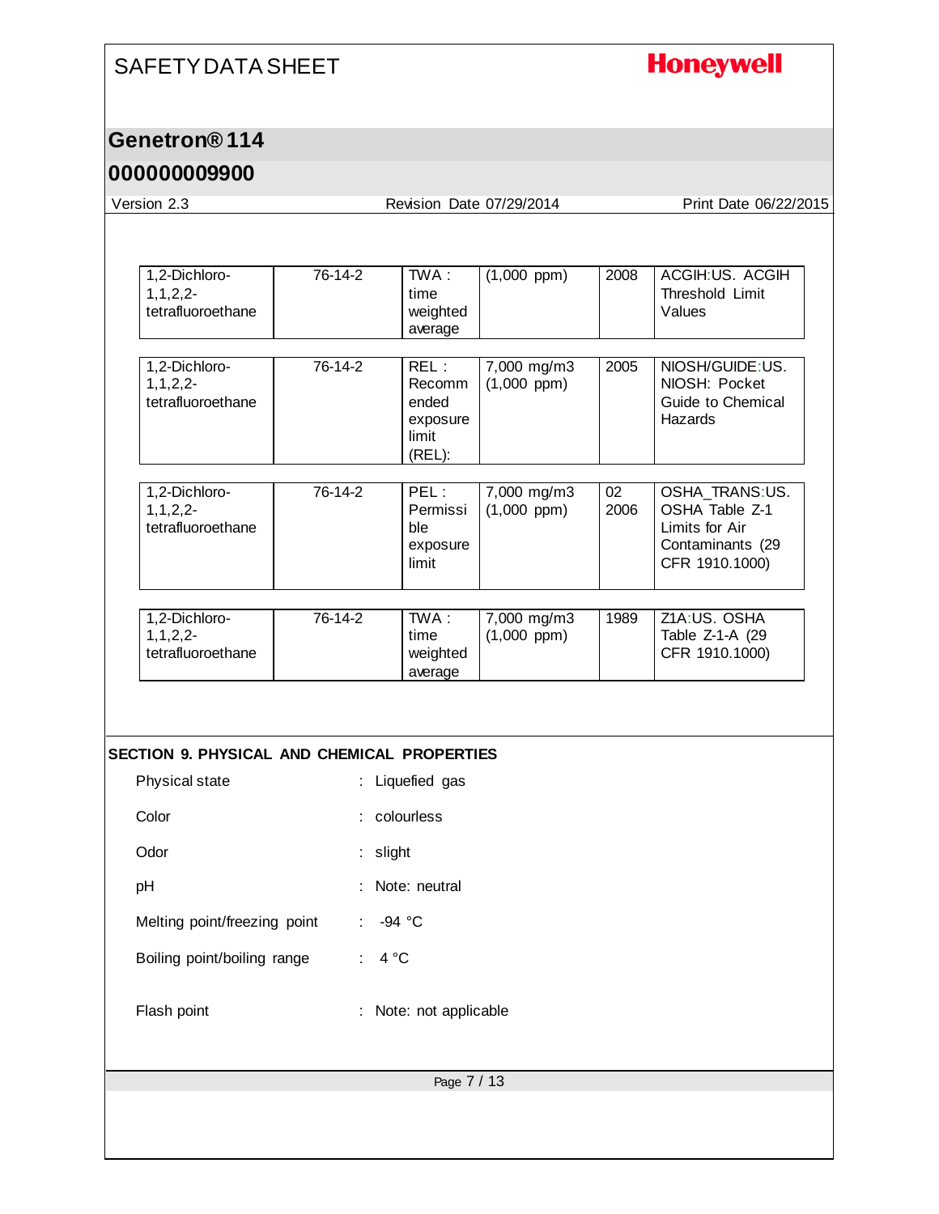| | | | | | |
|---|---|---|---|---|---|
| 1,2-Dichloro-1,1,2,2-tetrafluoroethane | 76-14-2 | TWA : time weighted average | (1,000 ppm) | 2008 | ACGIH:US. ACGIH Threshold Limit Values |
| 1,2-Dichloro-1,1,2,2-tetrafluoroethane | 76-14-2 | REL : Recommended exposure limit (REL): | 7,000 mg/m3 (1,000 ppm) | 2005 | NIOSH/GUIDE:US. NIOSH: Pocket Guide to Chemical Hazards |
| 1,2-Dichloro-1,1,2,2-tetrafluoroethane | 76-14-2 | PEL : Permissible exposure limit | 7,000 mg/m3 (1,000 ppm) | 02 2006 | OSHA_TRANS:US. OSHA Table Z-1 Limits for Air Contaminants (29 CFR 1910.1000) |
| 1,2-Dichloro-1,1,2,2-tetrafluoroethane | 76-14-2 | TWA : time weighted average | 7,000 mg/m3 (1,000 ppm) | 1989 | Z1A:US. OSHA Table Z-1-A (29 CFR 1910.1000) |

## SECTION 9. PHYSICAL AND CHEMICAL PROPERTIES

Physical state : Liquefied gas

Color : colourless

Odor : slight

pH : Note: neutral

Melting point/freezing point : -94 °C

Boiling point/boiling range : 4 °C

Flash point : Note: not applicable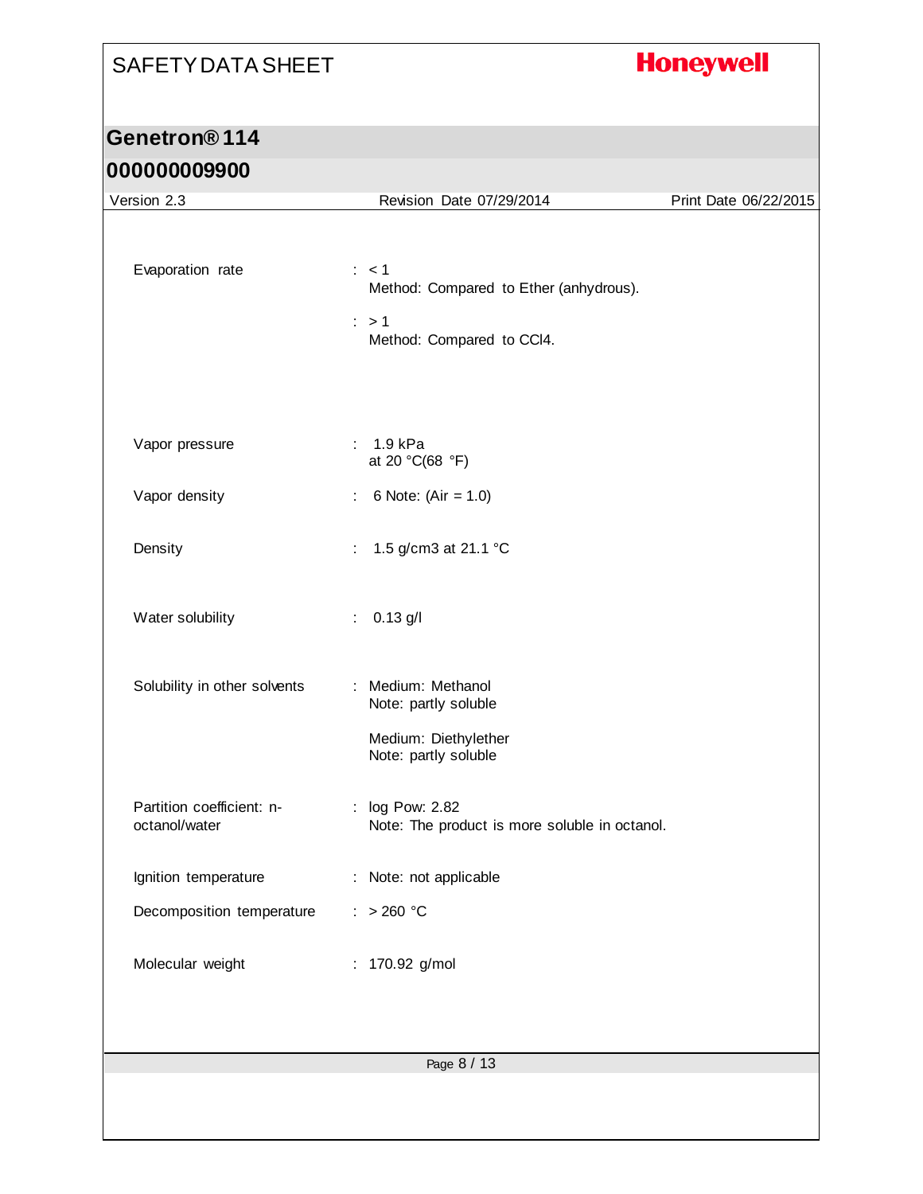| | | |
|---|---|---|
| Evaporation rate | : | < 1<br>Method: Compared to Ether (anhydrous). |
| | : | > 1<br>Method: Compared to $CCl_4$. |
| Vapor pressure | : | 1.9 kPa<br>at 20 °C(68 °F) |
| Vapor density | : | 6 Note: (Air = 1.0) |
| Density | : | 1.5 g/cm3 at 21.1 °C |
| Water solubility | : | 0.13 g/l |
| Solubility in other solvents | : | Medium: Methanol<br>Note: partly soluble<br><br>Medium: Diethylether<br>Note: partly soluble |
| Partition coefficient: n-octanol/water | : | log Pow: 2.82<br>Note: The product is more soluble in octanol. |
| Ignition temperature | : | Note: not applicable |
| Decomposition temperature | : | > 260 °C |
| Molecular weight | : | 170.92 g/mol |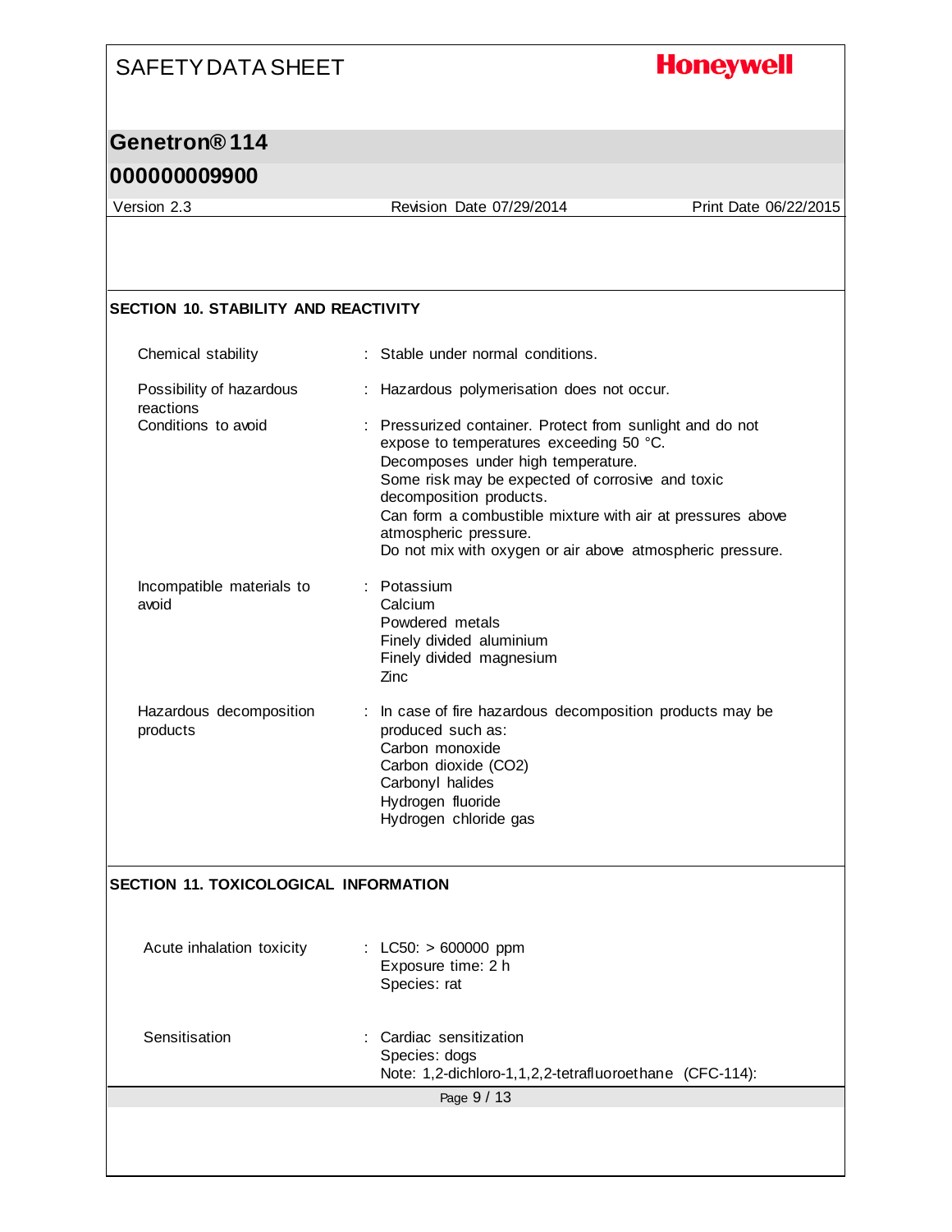## SECTION 10. STABILITY AND REACTIVITY

| | |
|---|---|
| Chemical stability | : Stable under normal conditions. |
| Possibility of hazardous reactions | : Hazardous polymerisation does not occur. |
| Conditions to avoid | : Pressurized container. Protect from sunlight and do not expose to temperatures exceeding 50 °C.<br>Decomposes under high temperature.<br>Some risk may be expected of corrosive and toxic decomposition products.<br>Can form a combustible mixture with air at pressures above atmospheric pressure.<br>Do not mix with oxygen or air above atmospheric pressure. |
| Incompatible materials to avoid | : Potassium<br>Calcium<br>Powdered metals<br>Finely divided aluminium<br>Finely divided magnesium<br>Zinc |
| Hazardous decomposition products | : In case of fire hazardous decomposition products may be produced such as:<br>Carbon monoxide<br>Carbon dioxide ($CO_2$)<br>Carbonyl halides<br>Hydrogen fluoride<br>Hydrogen chloride gas |

## SECTION 11. TOXICOLOGICAL INFORMATION

| | |
|---|---|
| Acute inhalation toxicity | : LC50: > 600000 ppm<br>Exposure time: 2 h<br>Species: rat |
| Sensitisation | : Cardiac sensitization<br>Species: dogs<br>Note: 1,2-dichloro-1,1,2,2-tetrafluoroethane (CFC-114): |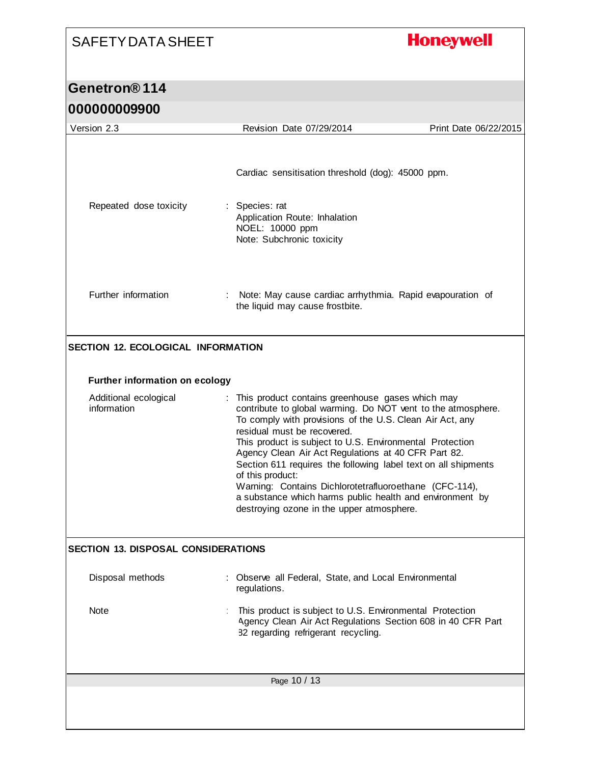Cardiac sensitisation threshold (dog): 45000 ppm.

| | |
|---|---|
| Repeated dose toxicity | : Species: rat<br>Application Route: Inhalation<br>NOEL: 10000 ppm<br>Note: Subchronic toxicity |
| Further information | : Note: May cause cardiac arrhythmia. Rapid evapouration of the liquid may cause frostbite. |

## SECTION 12. ECOLOGICAL INFORMATION

### Further information on ecology

| | |
|---|---|
| Additional ecological information | : This product contains greenhouse gases which may contribute to global warming. Do NOT vent to the atmosphere. To comply with provisions of the U.S. Clean Air Act, any residual must be recovered.<br>This product is subject to U.S. Environmental Protection Agency Clean Air Act Regulations at 40 CFR Part 82.<br>Section 611 requires the following label text on all shipments of this product:<br>Warning: Contains Dichlorotetrafluoroethane (CFC-114), a substance which harms public health and environment by destroying ozone in the upper atmosphere. |

## SECTION 13. DISPOSAL CONSIDERATIONS

| | |
|---|---|
| Disposal methods | : Observe all Federal, State, and Local Environmental regulations. |
| Note | : This product is subject to U.S. Environmental Protection Agency Clean Air Act Regulations Section 608 in 40 CFR Part 82 regarding refrigerant recycling. |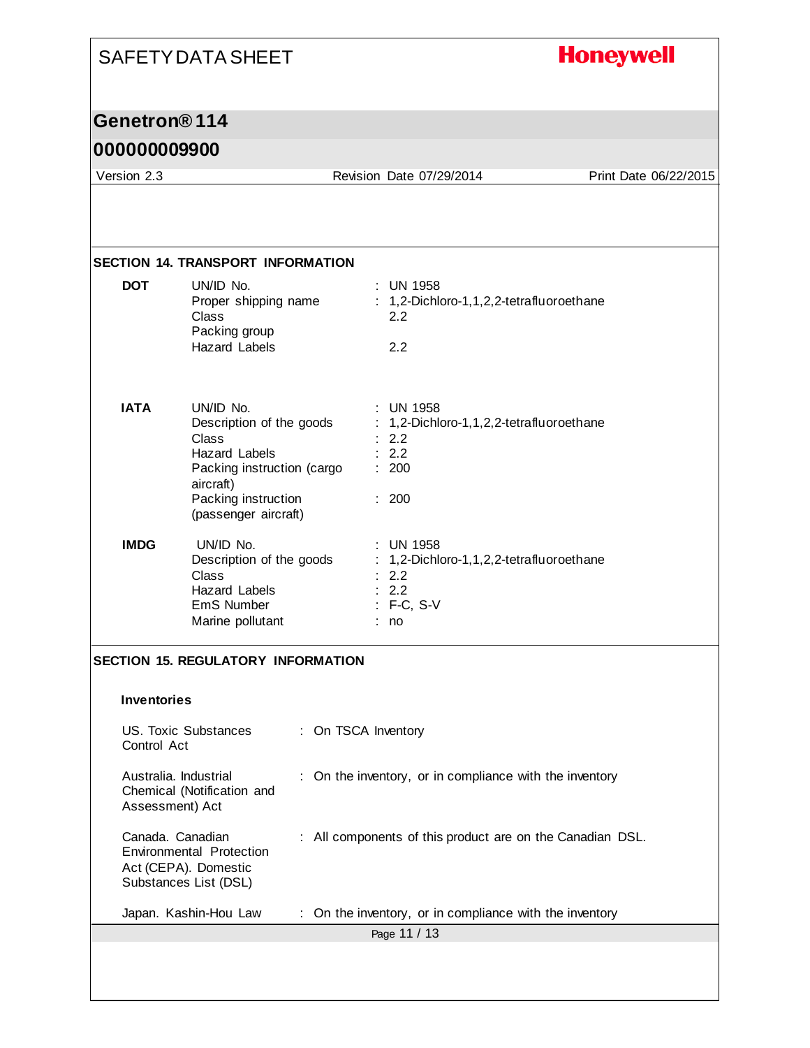## SECTION 14. TRANSPORT INFORMATION

**DOT**

| | |
|---|---|
| UN/ID No. | : UN 1958 |
| Proper shipping name | : 1,2-Dichloro-1,1,2,2-tetrafluoroethane |
| Class | 2.2 |
| Packing group | |
| Hazard Labels | 2.2 |

**IATA**

| | |
|---|---|
| UN/ID No. | : UN 1958 |
| Description of the goods | : 1,2-Dichloro-1,1,2,2-tetrafluoroethane |
| Class | : 2.2 |
| Hazard Labels | : 2.2 |
| Packing instruction (cargo aircraft) | : 200 |
| Packing instruction (passenger aircraft) | : 200 |

**IMDG**

| | |
|---|---|
| UN/ID No. | : UN 1958 |
| Description of the goods | : 1,2-Dichloro-1,1,2,2-tetrafluoroethane |
| Class | : 2.2 |
| Hazard Labels | : 2.2 |
| EmS Number | : F-C, S-V |
| Marine pollutant | : no |

## SECTION 15. REGULATORY INFORMATION

**Inventories**

| | |
|---|---|
| US. Toxic Substances Control Act | : On TSCA Inventory |
| Australia. Industrial Chemical (Notification and Assessment) Act | : On the inventory, or in compliance with the inventory |
| Canada. Canadian Environmental Protection Act (CEPA). Domestic Substances List (DSL) | : All components of this product are on the Canadian DSL. |
| Japan. Kashin-Hou Law | : On the inventory, or in compliance with the inventory |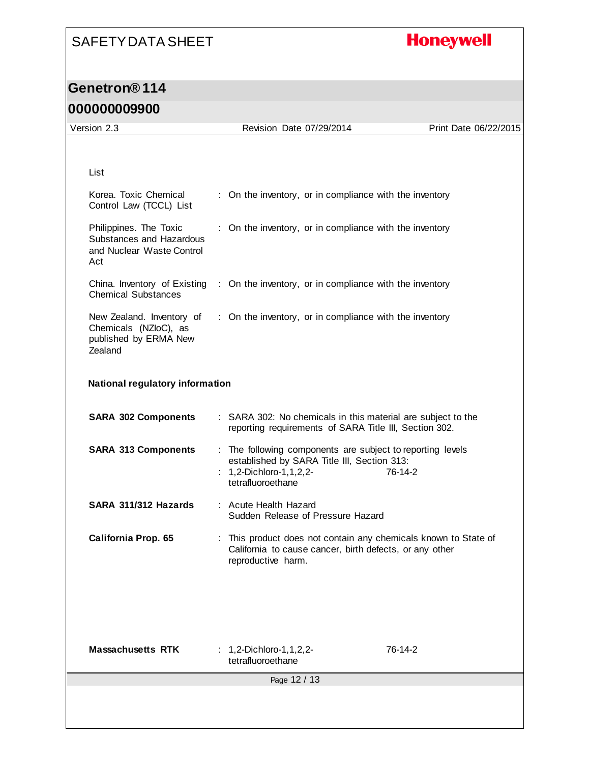List

| | | |
|---|---|---|
| Korea. Toxic Chemical Control Law (TCCL) List | : | On the inventory, or in compliance with the inventory |
| Philippines. The Toxic Substances and Hazardous and Nuclear Waste Control Act | : | On the inventory, or in compliance with the inventory |
| China. Inventory of Existing Chemical Substances | : | On the inventory, or in compliance with the inventory |
| New Zealand. Inventory of Chemicals (NZIoC), as published by ERMA New Zealand | : | On the inventory, or in compliance with the inventory |

**National regulatory information**

**SARA 302 Components** : SARA 302: No chemicals in this material are subject to the reporting requirements of SARA Title III, Section 302.

**SARA 313 Components** : The following components are subject to reporting levels established by SARA Title III, Section 313:
: 1,2-Dichloro-1,1,2,2-tetrafluoroethane 76-14-2

**SARA 311/312 Hazards** : Acute Health Hazard
Sudden Release of Pressure Hazard

**California Prop. 65** : This product does not contain any chemicals known to State of California to cause cancer, birth defects, or any other reproductive harm.

**Massachusetts RTK** : 1,2-Dichloro-1,1,2,2-tetrafluoroethane 76-14-2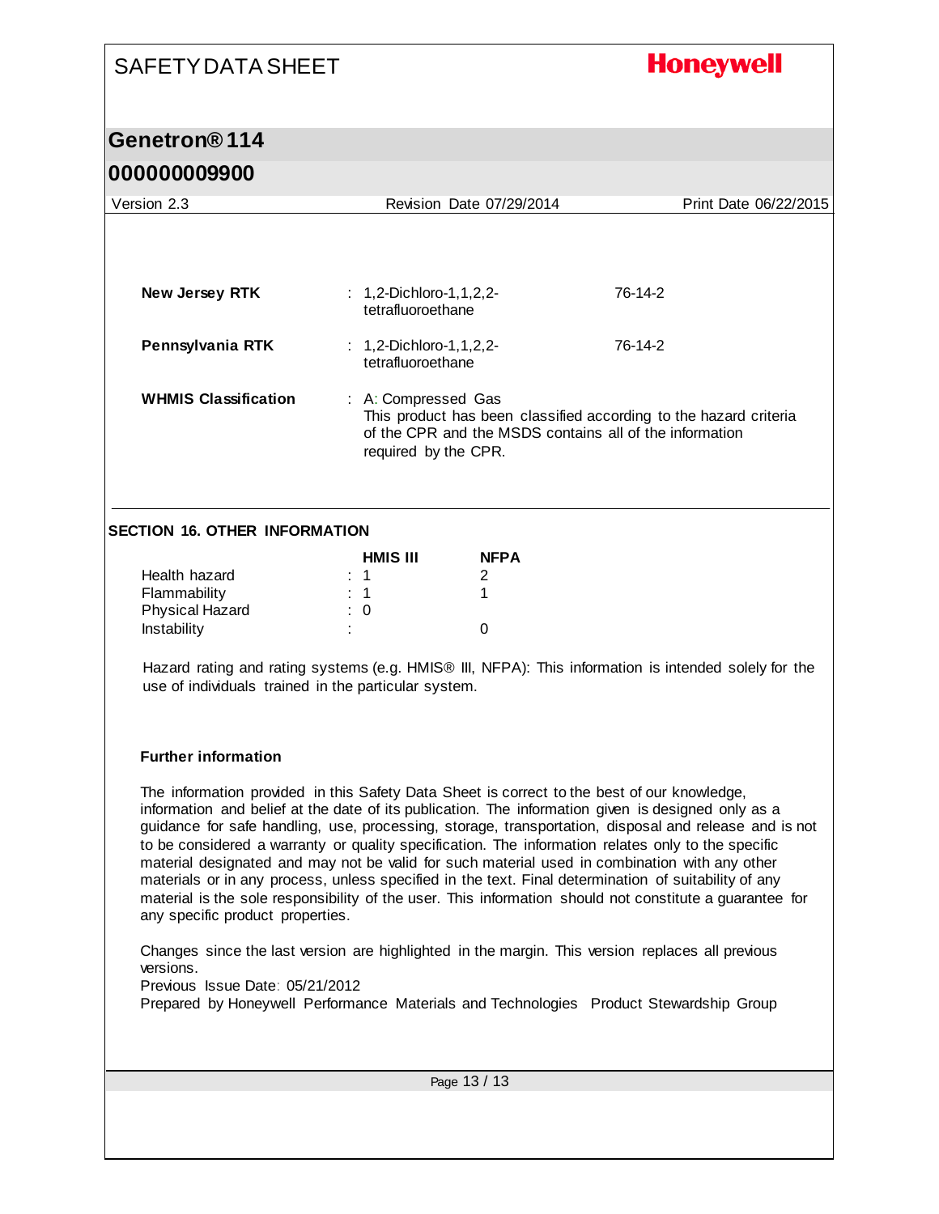| | | |
|---|---|---|
| **New Jersey RTK** | : 1,2-Dichloro-1,1,2,2-tetrafluoroethane | 76-14-2 |
| **Pennsylvania RTK** | : 1,2-Dichloro-1,1,2,2-tetrafluoroethane | 76-14-2 |

**WHMIS Classification** : A: Compressed Gas
This product has been classified according to the hazard criteria of the CPR and the MSDS contains all of the information required by the CPR.

## SECTION 16. OTHER INFORMATION

| | HMIS III | NFPA |
|---|---|---|
| Health hazard | : 1 | 2 |
| Flammability | : 1 | 1 |
| Physical Hazard | : 0 | |
| Instability | : | 0 |

Hazard rating and rating systems (e.g. HMIS® III, NFPA): This information is intended solely for the use of individuals trained in the particular system.

**Further information**

The information provided in this Safety Data Sheet is correct to the best of our knowledge, information and belief at the date of its publication. The information given is designed only as a guidance for safe handling, use, processing, storage, transportation, disposal and release and is not to be considered a warranty or quality specification. The information relates only to the specific material designated and may not be valid for such material used in combination with any other materials or in any process, unless specified in the text. Final determination of suitability of any material is the sole responsibility of the user. This information should not constitute a guarantee for any specific product properties.

Changes since the last version are highlighted in the margin. This version replaces all previous versions.
Previous Issue Date: 05/21/2012
Prepared by Honeywell Performance Materials and Technologies Product Stewardship Group